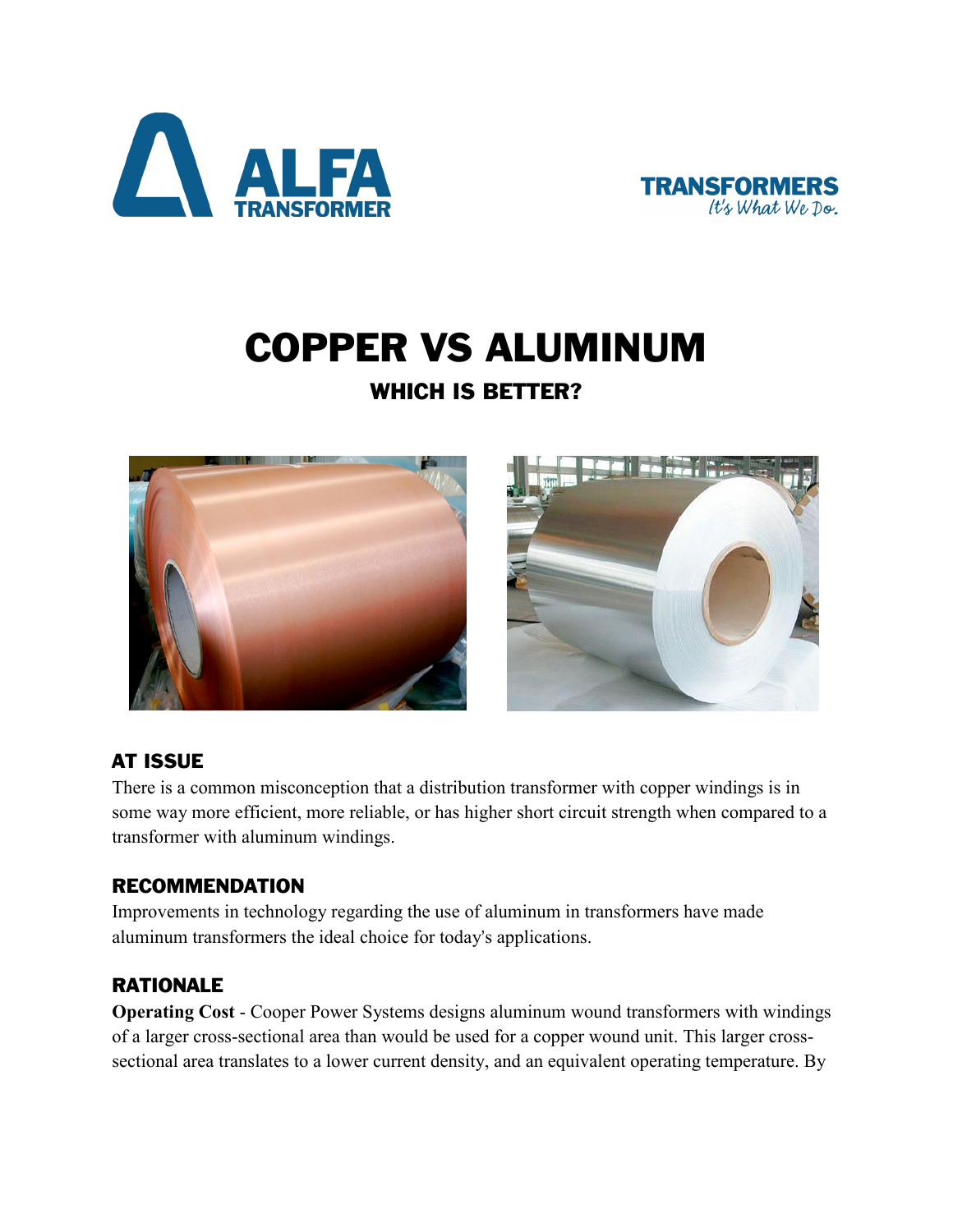# COPPER VS ALUMINUM

## WHICH IS BETTER?

### AT ISSUE

There is a common misconception that a distribution transformer with copper windings is in some way more efficient, more reliable, or has higher short circuit strength when compared to a transformer with aluminum windings.

### RECOMMENDATION

Improvements in technology regarding the use of aluminum in transformers have made aluminum transformers the ideal choice for today's applications.

### RATIONALE

**Operating Cost** - Cooper Power Systems designs aluminum wound transformers with windings of a larger cross-sectional area than would be used for a copper wound unit. This larger cross-sectional area translates to a lower current density, and an equivalent operating temperature. By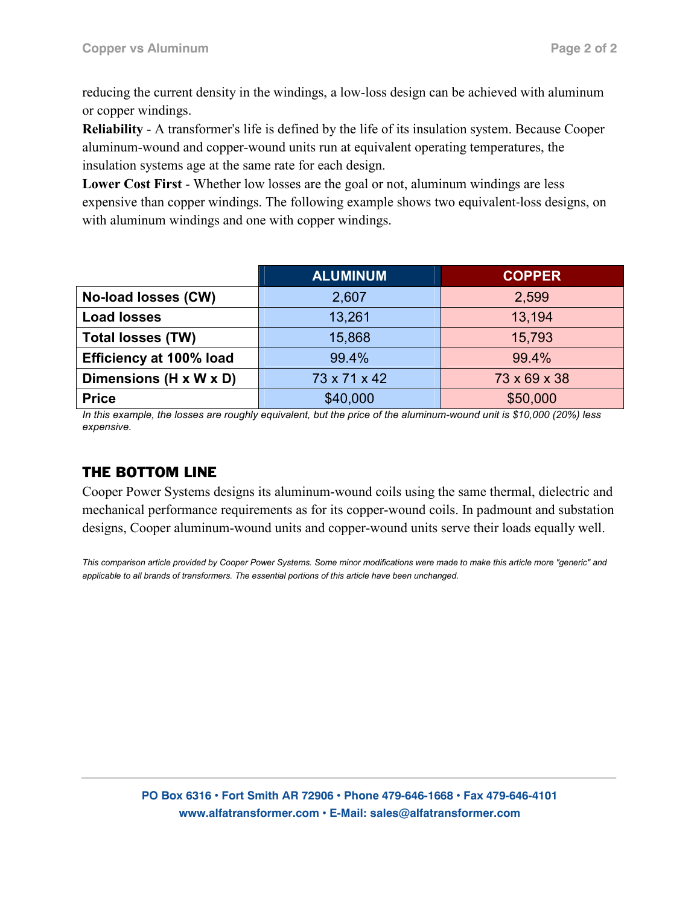reducing the current density in the windings, a low-loss design can be achieved with aluminum or copper windings.

**Reliability** - A transformer's life is defined by the life of its insulation system. Because Cooper aluminum-wound and copper-wound units run at equivalent operating temperatures, the insulation systems age at the same rate for each design.

**Lower Cost First** - Whether low losses are the goal or not, aluminum windings are less expensive than copper windings. The following example shows two equivalent-loss designs, on with aluminum windings and one with copper windings.

| | ALUMINUM | COPPER |
|---|---|---|
| **No-load losses (CW)** | 2,607 | 2,599 |
| **Load losses** | 13,261 | 13,194 |
| **Total losses (TW)** | 15,868 | 15,793 |
| **Efficiency at 100% load** | 99.4% | 99.4% |
| **Dimensions (H x W x D)** | 73 x 71 x 42 | 73 x 69 x 38 |
| **Price** | $40,000 | $50,000 |

*In this example, the losses are roughly equivalent, but the price of the aluminum-wound unit is $10,000 (20%) less expensive.*

## THE BOTTOM LINE

Cooper Power Systems designs its aluminum-wound coils using the same thermal, dielectric and mechanical performance requirements as for its copper-wound coils. In padmount and substation designs, Cooper aluminum-wound units and copper-wound units serve their loads equally well.

*This comparison article provided by Cooper Power Systems. Some minor modifications were made to make this article more "generic" and applicable to all brands of transformers. The essential portions of this article have been unchanged.*

**PO Box 6316 • Fort Smith AR 72906 • Phone 479-646-1668 • Fax 479-646-4101**
**www.alfatransformer.com • E-Mail: sales@alfatransformer.com**